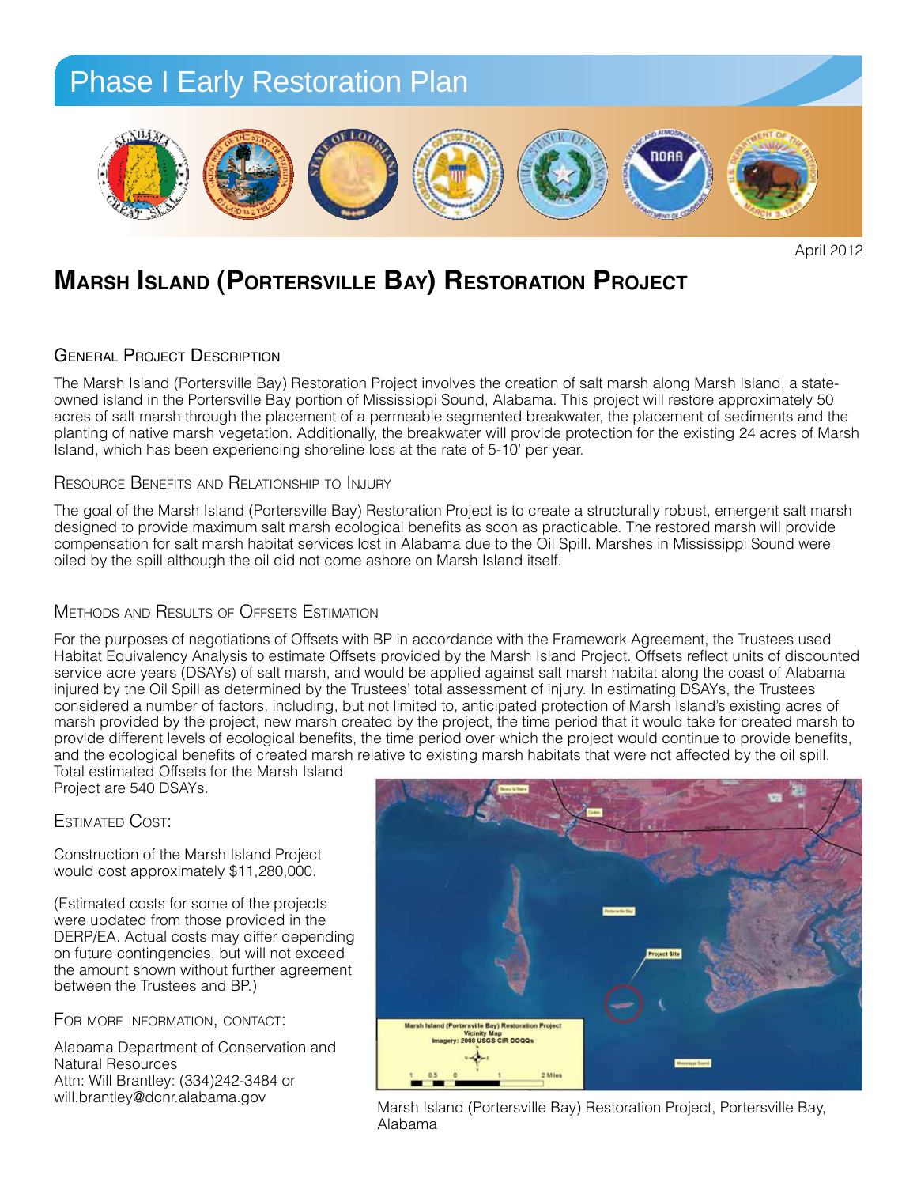# Phase I Early Restoration Plan

April 2012

## Marsh Island (Portersville Bay) Restoration Project

### General Project Description

The Marsh Island (Portersville Bay) Restoration Project involves the creation of salt marsh along Marsh Island, a state-owned island in the Portersville Bay portion of Mississippi Sound, Alabama. This project will restore approximately 50 acres of salt marsh through the placement of a permeable segmented breakwater, the placement of sediments and the planting of native marsh vegetation. Additionally, the breakwater will provide protection for the existing 24 acres of Marsh Island, which has been experiencing shoreline loss at the rate of 5-10' per year.

### Resource Benefits and Relationship to Injury

The goal of the Marsh Island (Portersville Bay) Restoration Project is to create a structurally robust, emergent salt marsh designed to provide maximum salt marsh ecological benefits as soon as practicable. The restored marsh will provide compensation for salt marsh habitat services lost in Alabama due to the Oil Spill. Marshes in Mississippi Sound were oiled by the spill although the oil did not come ashore on Marsh Island itself.

### Methods and Results of Offsets Estimation

For the purposes of negotiations of Offsets with BP in accordance with the Framework Agreement, the Trustees used Habitat Equivalency Analysis to estimate Offsets provided by the Marsh Island Project. Offsets reflect units of discounted service acre years (DSAYs) of salt marsh, and would be applied against salt marsh habitat along the coast of Alabama injured by the Oil Spill as determined by the Trustees' total assessment of injury. In estimating DSAYs, the Trustees considered a number of factors, including, but not limited to, anticipated protection of Marsh Island's existing acres of marsh provided by the project, new marsh created by the project, the time period that it would take for created marsh to provide different levels of ecological benefits, the time period over which the project would continue to provide benefits, and the ecological benefits of created marsh relative to existing marsh habitats that were not affected by the oil spill. Total estimated Offsets for the Marsh Island Project are 540 DSAYs.

### Estimated Cost:

Construction of the Marsh Island Project would cost approximately $11,280,000.

(Estimated costs for some of the projects were updated from those provided in the DERP/EA. Actual costs may differ depending on future contingencies, but will not exceed the amount shown without further agreement between the Trustees and BP.)

### For more information, contact:

Alabama Department of Conservation and Natural Resources
Attn: Will Brantley: (334)242-3484 or will.brantley@dcnr.alabama.gov

Marsh Island (Portersville Bay) Restoration Project, Portersville Bay, Alabama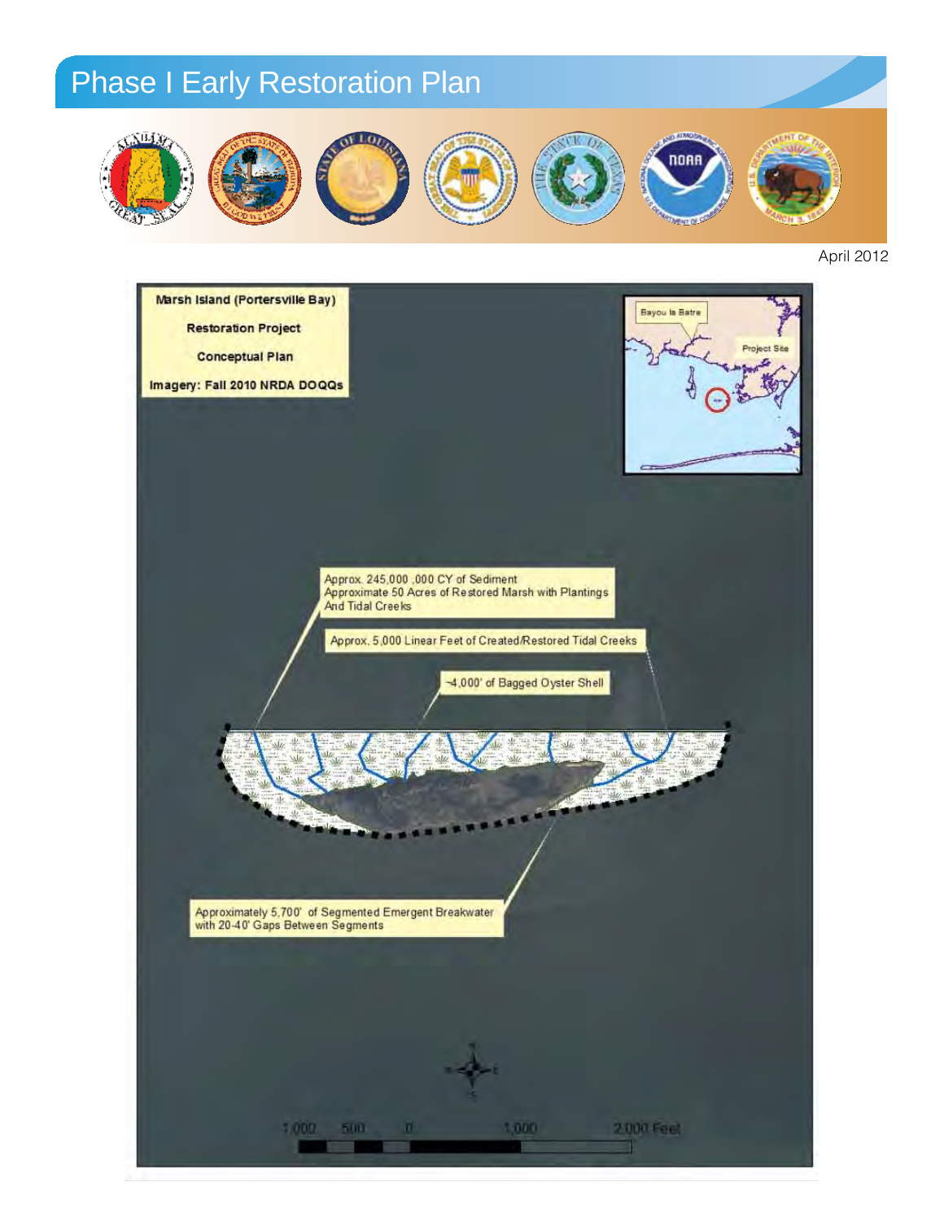# Phase I Early Restoration Plan

April 2012

Marsh Island (Portersville Bay)

Restoration Project

Conceptual Plan

Imagery: Fall 2010 NRDA DOQQs

Bayou la Batre

Project Site

Approx. 245,000 ,000 CY of Sediment
Approximate 50 Acres of Restored Marsh with Plantings
And Tidal Creeks

Approx. 5,000 Linear Feet of Created/Restored Tidal Creeks

~4,000' of Bagged Oyster Shell

Approximately 5,700' of Segmented Emergent Breakwater
with 20-40' Gaps Between Segments

1,000 500 0 1,000 2,000 Feet